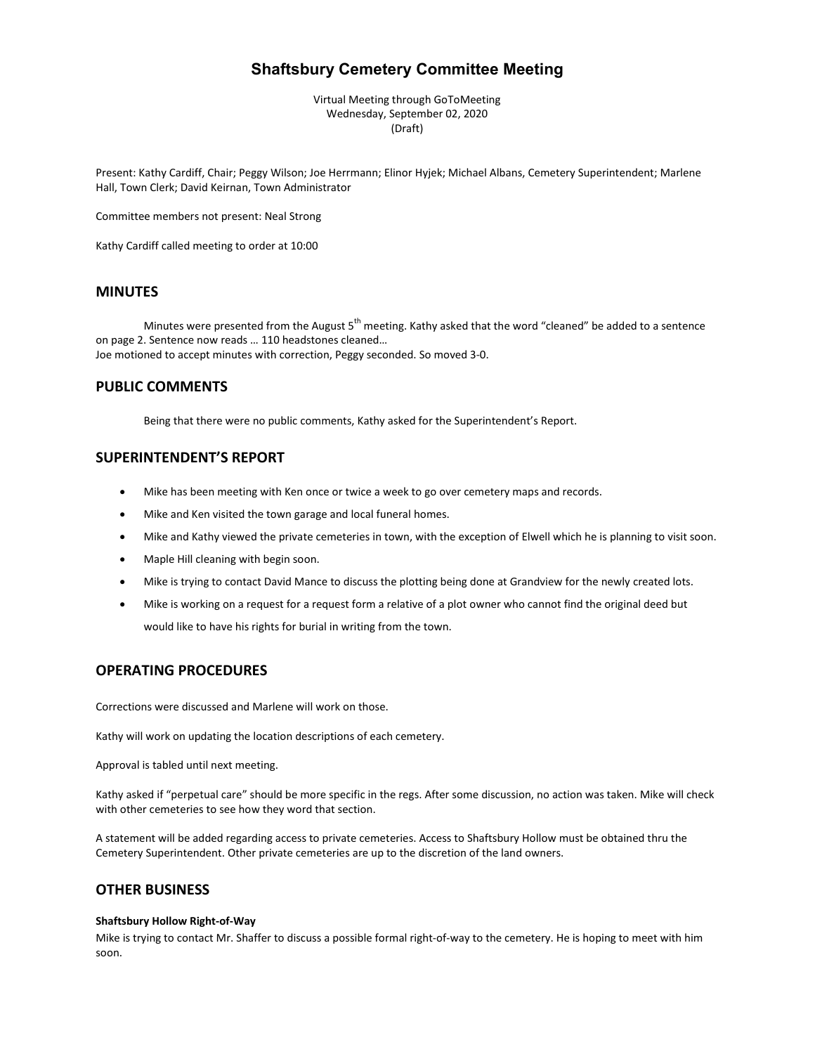# Shaftsbury Cemetery Committee Meeting

Virtual Meeting through GoToMeeting
Wednesday, September 02, 2020
(Draft)

Present: Kathy Cardiff, Chair; Peggy Wilson; Joe Herrmann; Elinor Hyjek; Michael Albans, Cemetery Superintendent; Marlene Hall, Town Clerk; David Keirnan, Town Administrator

Committee members not present: Neal Strong

Kathy Cardiff called meeting to order at 10:00

## MINUTES

Minutes were presented from the August 5th meeting. Kathy asked that the word "cleaned" be added to a sentence on page 2. Sentence now reads … 110 headstones cleaned…
Joe motioned to accept minutes with correction, Peggy seconded. So moved 3-0.

## PUBLIC COMMENTS

Being that there were no public comments, Kathy asked for the Superintendent's Report.

## SUPERINTENDENT'S REPORT

- Mike has been meeting with Ken once or twice a week to go over cemetery maps and records.
- Mike and Ken visited the town garage and local funeral homes.
- Mike and Kathy viewed the private cemeteries in town, with the exception of Elwell which he is planning to visit soon.
- Maple Hill cleaning with begin soon.
- Mike is trying to contact David Mance to discuss the plotting being done at Grandview for the newly created lots.
- Mike is working on a request for a request form a relative of a plot owner who cannot find the original deed but would like to have his rights for burial in writing from the town.

## OPERATING PROCEDURES

Corrections were discussed and Marlene will work on those.

Kathy will work on updating the location descriptions of each cemetery.

Approval is tabled until next meeting.

Kathy asked if "perpetual care" should be more specific in the regs. After some discussion, no action was taken. Mike will check with other cemeteries to see how they word that section.

A statement will be added regarding access to private cemeteries. Access to Shaftsbury Hollow must be obtained thru the Cemetery Superintendent. Other private cemeteries are up to the discretion of the land owners.

## OTHER BUSINESS

**Shaftsbury Hollow Right-of-Way**

Mike is trying to contact Mr. Shaffer to discuss a possible formal right-of-way to the cemetery. He is hoping to meet with him soon.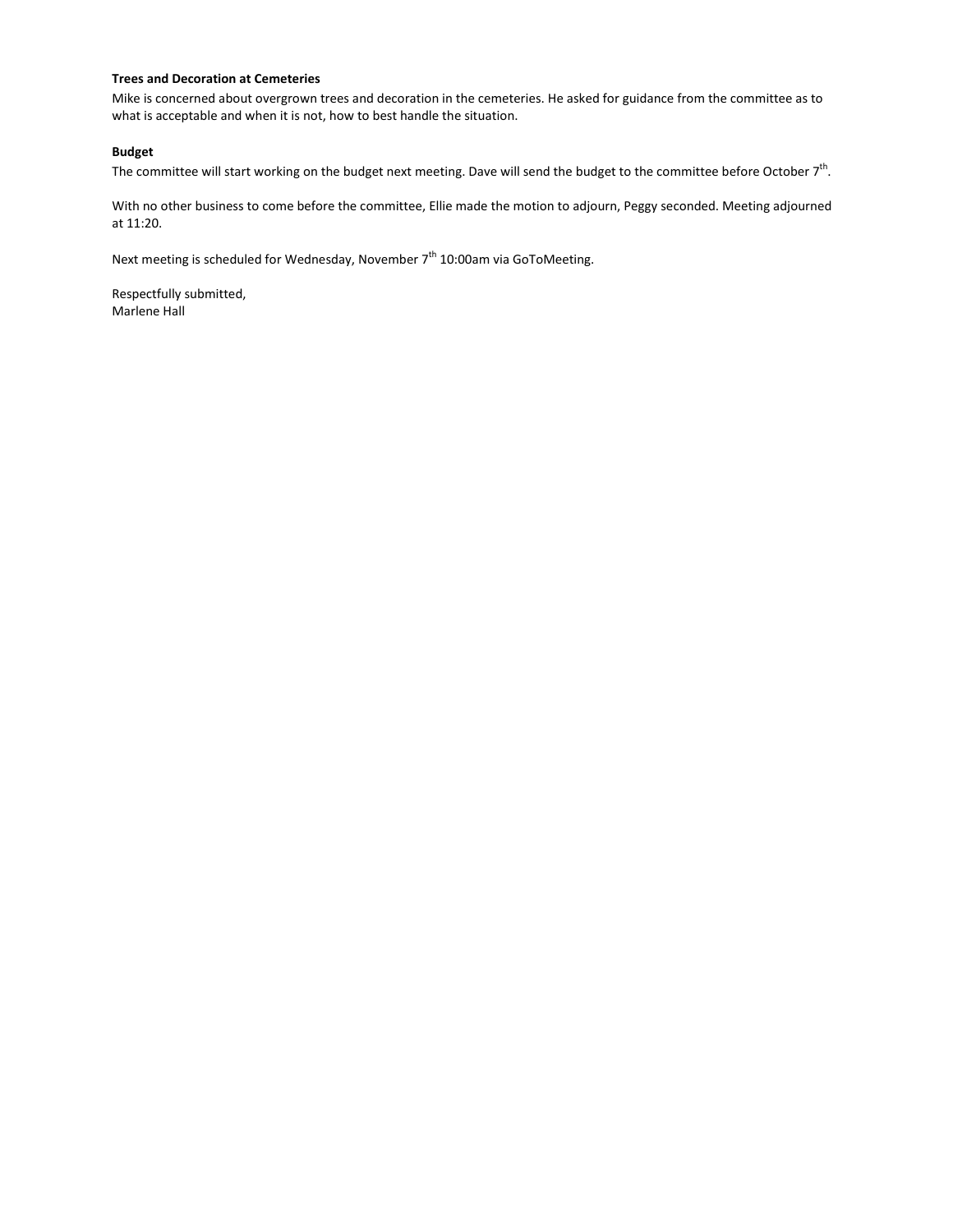**Trees and Decoration at Cemeteries**

Mike is concerned about overgrown trees and decoration in the cemeteries. He asked for guidance from the committee as to what is acceptable and when it is not, how to best handle the situation.

**Budget**

The committee will start working on the budget next meeting. Dave will send the budget to the committee before October 7th.

With no other business to come before the committee, Ellie made the motion to adjourn, Peggy seconded. Meeting adjourned at 11:20.

Next meeting is scheduled for Wednesday, November 7th 10:00am via GoToMeeting.

Respectfully submitted,
Marlene Hall